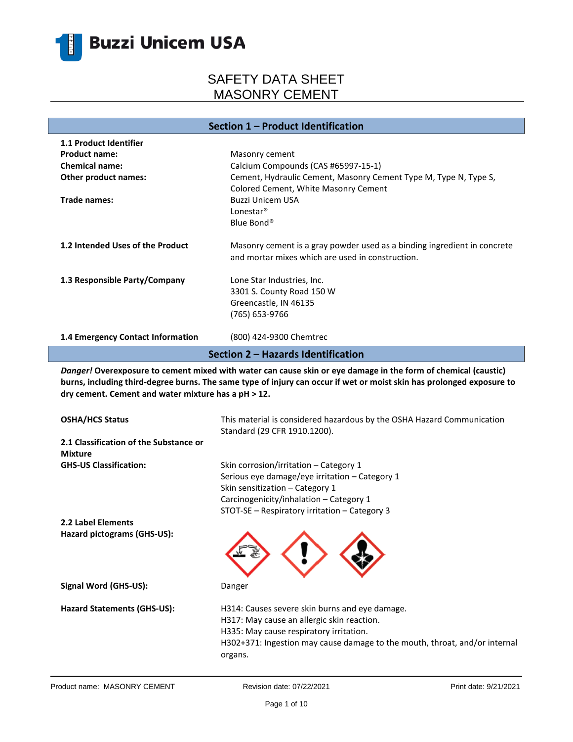Buzzi Unicem USA

# SAFETY DATA SHEET
# MASONRY CEMENT

## Section 1 – Product Identification

**1.1 Product Identifier**

| | |
|---|---|
| **Product name:** | Masonry cement |
| **Chemical name:** | Calcium Compounds (CAS #65997-15-1) |
| **Other product names:** | Cement, Hydraulic Cement, Masonry Cement Type M, Type N, Type S, Colored Cement, White Masonry Cement |
| **Trade names:** | Buzzi Unicem USA<br>Lonestar®<br>Blue Bond® |

**1.2 Intended Uses of the Product**

Masonry cement is a gray powder used as a binding ingredient in concrete and mortar mixes which are used in construction.

**1.3 Responsible Party/Company**

Lone Star Industries, Inc.
3301 S. County Road 150 W
Greencastle, IN 46135
(765) 653-9766

**1.4 Emergency Contact Information**

(800) 424-9300 Chemtrec

## Section 2 – Hazards Identification

***Danger!* Overexposure to cement mixed with water can cause skin or eye damage in the form of chemical (caustic) burns, including third-degree burns. The same type of injury can occur if wet or moist skin has prolonged exposure to dry cement. Cement and water mixture has a pH > 12.**

**OSHA/HCS Status**

This material is considered hazardous by the OSHA Hazard Communication Standard (29 CFR 1910.1200).

**2.1 Classification of the Substance or Mixture**

**GHS-US Classification:**

Skin corrosion/irritation – Category 1
Serious eye damage/eye irritation – Category 1
Skin sensitization – Category 1
Carcinogenicity/inhalation – Category 1
STOT-SE – Respiratory irritation – Category 3

**2.2 Label Elements**

**Hazard pictograms (GHS-US):**

**Signal Word (GHS-US):** Danger

**Hazard Statements (GHS-US):**

H314: Causes severe skin burns and eye damage.
H317: May cause an allergic skin reaction.
H335: May cause respiratory irritation.
H302+371: Ingestion may cause damage to the mouth, throat, and/or internal organs.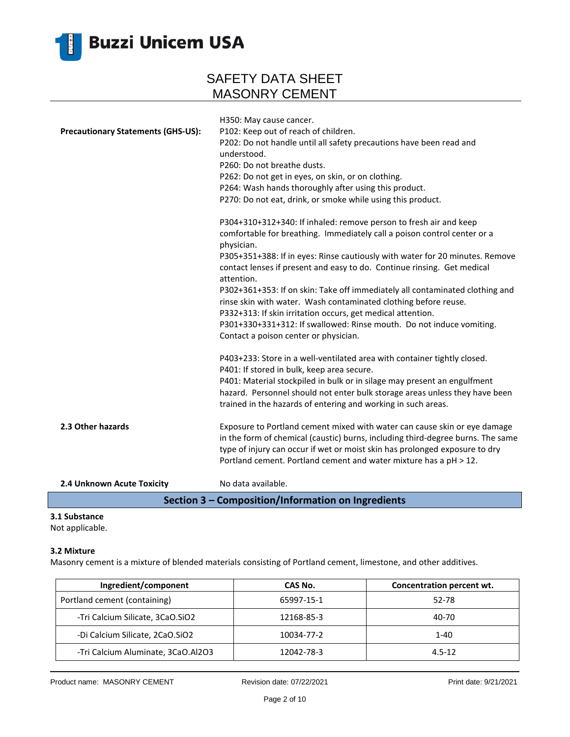H350: May cause cancer.

**Precautionary Statements (GHS-US):**

P102: Keep out of reach of children.
P202: Do not handle until all safety precautions have been read and understood.
P260: Do not breathe dusts.
P262: Do not get in eyes, on skin, or on clothing.
P264: Wash hands thoroughly after using this product.
P270: Do not eat, drink, or smoke while using this product.

P304+310+312+340: If inhaled: remove person to fresh air and keep comfortable for breathing. Immediately call a poison control center or a physician.
P305+351+388: If in eyes: Rinse cautiously with water for 20 minutes. Remove contact lenses if present and easy to do. Continue rinsing. Get medical attention.
P302+361+353: If on skin: Take off immediately all contaminated clothing and rinse skin with water. Wash contaminated clothing before reuse.
P332+313: If skin irritation occurs, get medical attention.
P301+330+331+312: If swallowed: Rinse mouth. Do not induce vomiting. Contact a poison center or physician.

P403+233: Store in a well-ventilated area with container tightly closed.
P401: If stored in bulk, keep area secure.
P401: Material stockpiled in bulk or in silage may present an engulfment hazard. Personnel should not enter bulk storage areas unless they have been trained in the hazards of entering and working in such areas.

**2.3 Other hazards**

Exposure to Portland cement mixed with water can cause skin or eye damage in the form of chemical (caustic) burns, including third-degree burns. The same type of injury can occur if wet or moist skin has prolonged exposure to dry Portland cement. Portland cement and water mixture has a pH > 12.

**2.4 Unknown Acute Toxicity**

No data available.

## Section 3 – Composition/Information on Ingredients

**3.1 Substance**

Not applicable.

**3.2 Mixture**

Masonry cement is a mixture of blended materials consisting of Portland cement, limestone, and other additives.

| Ingredient/component | CAS No. | Concentration percent wt. |
| --- | --- | --- |
| Portland cement (containing) | 65997-15-1 | 52-78 |
| -Tri Calcium Silicate, $3CaO.SiO_2$ | 12168-85-3 | 40-70 |
| -Di Calcium Silicate, $2CaO.SiO_2$ | 10034-77-2 | 1-40 |
| -Tri Calcium Aluminate, $3CaO.Al_2O_3$ | 12042-78-3 | 4.5-12 |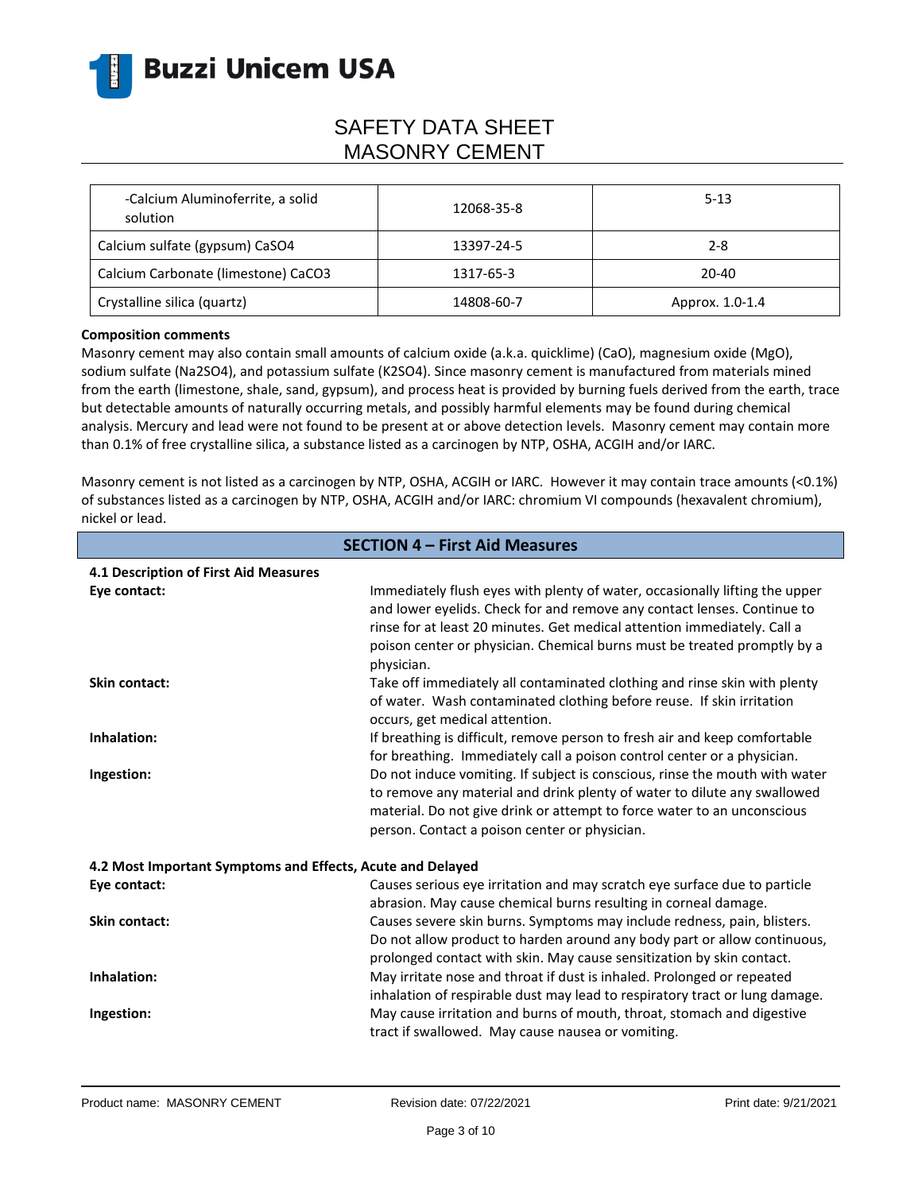| -Calcium Aluminoferrite, a solid solution | 12068-35-8 | 5-13 |
|---|---|---|
| Calcium sulfate (gypsum) $CaSO_4$ | 13397-24-5 | 2-8 |
| Calcium Carbonate (limestone) $CaCO_3$ | 1317-65-3 | 20-40 |
| Crystalline silica (quartz) | 14808-60-7 | Approx. 1.0-1.4 |

**Composition comments**

Masonry cement may also contain small amounts of calcium oxide (a.k.a. quicklime) (CaO), magnesium oxide (MgO), sodium sulfate ($Na_2SO_4$), and potassium sulfate ($K_2SO_4$). Since masonry cement is manufactured from materials mined from the earth (limestone, shale, sand, gypsum), and process heat is provided by burning fuels derived from the earth, trace but detectable amounts of naturally occurring metals, and possibly harmful elements may be found during chemical analysis. Mercury and lead were not found to be present at or above detection levels. Masonry cement may contain more than 0.1% of free crystalline silica, a substance listed as a carcinogen by NTP, OSHA, ACGIH and/or IARC.

Masonry cement is not listed as a carcinogen by NTP, OSHA, ACGIH or IARC. However it may contain trace amounts (<0.1%) of substances listed as a carcinogen by NTP, OSHA, ACGIH and/or IARC: chromium VI compounds (hexavalent chromium), nickel or lead.

## SECTION 4 – First Aid Measures

**4.1 Description of First Aid Measures**

**Eye contact:** Immediately flush eyes with plenty of water, occasionally lifting the upper and lower eyelids. Check for and remove any contact lenses. Continue to rinse for at least 20 minutes. Get medical attention immediately. Call a poison center or physician. Chemical burns must be treated promptly by a physician.

**Skin contact:** Take off immediately all contaminated clothing and rinse skin with plenty of water. Wash contaminated clothing before reuse. If skin irritation occurs, get medical attention.

**Inhalation:** If breathing is difficult, remove person to fresh air and keep comfortable for breathing. Immediately call a poison control center or a physician.

**Ingestion:** Do not induce vomiting. If subject is conscious, rinse the mouth with water to remove any material and drink plenty of water to dilute any swallowed material. Do not give drink or attempt to force water to an unconscious person. Contact a poison center or physician.

**4.2 Most Important Symptoms and Effects, Acute and Delayed**

**Eye contact:** Causes serious eye irritation and may scratch eye surface due to particle abrasion. May cause chemical burns resulting in corneal damage.

**Skin contact:** Causes severe skin burns. Symptoms may include redness, pain, blisters. Do not allow product to harden around any body part or allow continuous, prolonged contact with skin. May cause sensitization by skin contact.

**Inhalation:** May irritate nose and throat if dust is inhaled. Prolonged or repeated inhalation of respirable dust may lead to respiratory tract or lung damage.

**Ingestion:** May cause irritation and burns of mouth, throat, stomach and digestive tract if swallowed. May cause nausea or vomiting.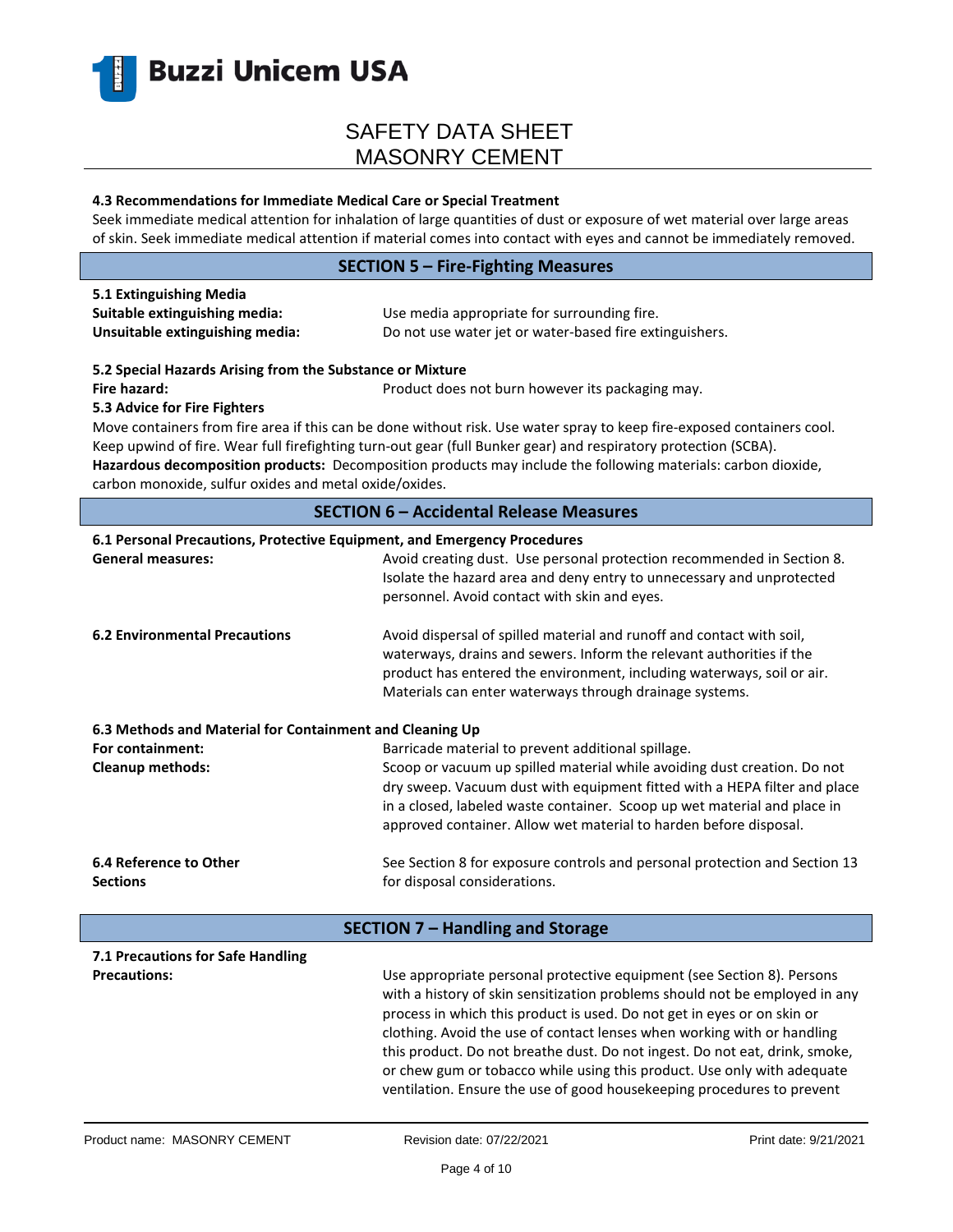### 4.3 Recommendations for Immediate Medical Care or Special Treatment

Seek immediate medical attention for inhalation of large quantities of dust or exposure of wet material over large areas of skin. Seek immediate medical attention if material comes into contact with eyes and cannot be immediately removed.

## SECTION 5 – Fire-Fighting Measures

### 5.1 Extinguishing Media

**Suitable extinguishing media:** Use media appropriate for surrounding fire.

**Unsuitable extinguishing media:** Do not use water jet or water-based fire extinguishers.

### 5.2 Special Hazards Arising from the Substance or Mixture

**Fire hazard:** Product does not burn however its packaging may.

### 5.3 Advice for Fire Fighters

Move containers from fire area if this can be done without risk. Use water spray to keep fire-exposed containers cool. Keep upwind of fire. Wear full firefighting turn-out gear (full Bunker gear) and respiratory protection (SCBA).

**Hazardous decomposition products:** Decomposition products may include the following materials: carbon dioxide, carbon monoxide, sulfur oxides and metal oxide/oxides.

## SECTION 6 – Accidental Release Measures

### 6.1 Personal Precautions, Protective Equipment, and Emergency Procedures

**General measures:** Avoid creating dust. Use personal protection recommended in Section 8. Isolate the hazard area and deny entry to unnecessary and unprotected personnel. Avoid contact with skin and eyes.

**6.2 Environmental Precautions** Avoid dispersal of spilled material and runoff and contact with soil, waterways, drains and sewers. Inform the relevant authorities if the product has entered the environment, including waterways, soil or air. Materials can enter waterways through drainage systems.

### 6.3 Methods and Material for Containment and Cleaning Up

**For containment:** Barricade material to prevent additional spillage.

**Cleanup methods:** Scoop or vacuum up spilled material while avoiding dust creation. Do not dry sweep. Vacuum dust with equipment fitted with a HEPA filter and place in a closed, labeled waste container. Scoop up wet material and place in approved container. Allow wet material to harden before disposal.

**6.4 Reference to Other Sections** See Section 8 for exposure controls and personal protection and Section 13 for disposal considerations.

## SECTION 7 – Handling and Storage

### 7.1 Precautions for Safe Handling

**Precautions:** Use appropriate personal protective equipment (see Section 8). Persons with a history of skin sensitization problems should not be employed in any process in which this product is used. Do not get in eyes or on skin or clothing. Avoid the use of contact lenses when working with or handling this product. Do not breathe dust. Do not ingest. Do not eat, drink, smoke, or chew gum or tobacco while using this product. Use only with adequate ventilation. Ensure the use of good housekeeping procedures to prevent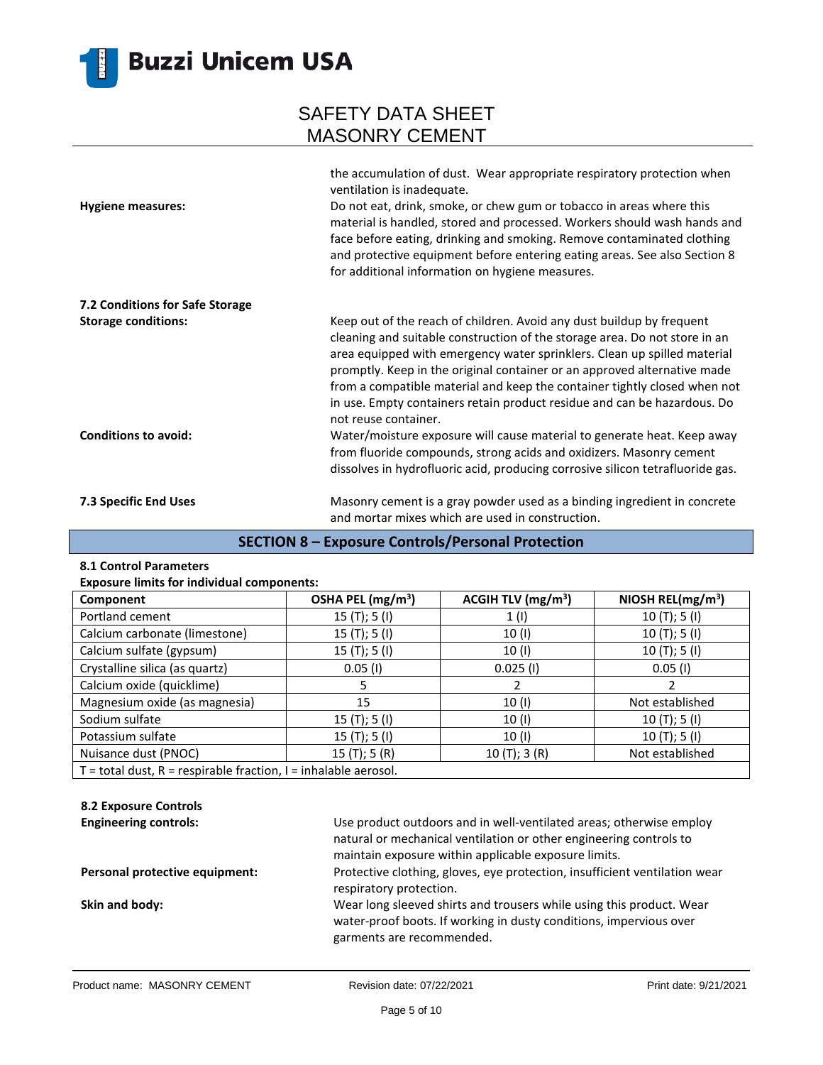the accumulation of dust. Wear appropriate respiratory protection when ventilation is inadequate.

**Hygiene measures:** Do not eat, drink, smoke, or chew gum or tobacco in areas where this material is handled, stored and processed. Workers should wash hands and face before eating, drinking and smoking. Remove contaminated clothing and protective equipment before entering eating areas. See also Section 8 for additional information on hygiene measures.

**7.2 Conditions for Safe Storage**

**Storage conditions:** Keep out of the reach of children. Avoid any dust buildup by frequent cleaning and suitable construction of the storage area. Do not store in an area equipped with emergency water sprinklers. Clean up spilled material promptly. Keep in the original container or an approved alternative made from a compatible material and keep the container tightly closed when not in use. Empty containers retain product residue and can be hazardous. Do not reuse container.

**Conditions to avoid:** Water/moisture exposure will cause material to generate heat. Keep away from fluoride compounds, strong acids and oxidizers. Masonry cement dissolves in hydrofluoric acid, producing corrosive silicon tetrafluoride gas.

**7.3 Specific End Uses** Masonry cement is a gray powder used as a binding ingredient in concrete and mortar mixes which are used in construction.

## SECTION 8 – Exposure Controls/Personal Protection

**8.1 Control Parameters**

**Exposure limits for individual components:**

| Component | OSHA PEL (mg/m$^3$) | ACGIH TLV (mg/m$^3$) | NIOSH REL(mg/m$^3$) |
|---|---|---|---|
| Portland cement | 15 (T); 5 (I) | 1 (I) | 10 (T); 5 (I) |
| Calcium carbonate (limestone) | 15 (T); 5 (I) | 10 (I) | 10 (T); 5 (I) |
| Calcium sulfate (gypsum) | 15 (T); 5 (I) | 10 (I) | 10 (T); 5 (I) |
| Crystalline silica (as quartz) | 0.05 (I) | 0.025 (I) | 0.05 (I) |
| Calcium oxide (quicklime) | 5 | 2 | 2 |
| Magnesium oxide (as magnesia) | 15 | 10 (I) | Not established |
| Sodium sulfate | 15 (T); 5 (I) | 10 (I) | 10 (T); 5 (I) |
| Potassium sulfate | 15 (T); 5 (I) | 10 (I) | 10 (T); 5 (I) |
| Nuisance dust (PNOC) | 15 (T); 5 (R) | 10 (T); 3 (R) | Not established |
| T = total dust, R = respirable fraction, I = inhalable aerosol. | | | |

**8.2 Exposure Controls**

**Engineering controls:** Use product outdoors and in well-ventilated areas; otherwise employ natural or mechanical ventilation or other engineering controls to maintain exposure within applicable exposure limits.

**Personal protective equipment:** Protective clothing, gloves, eye protection, insufficient ventilation wear respiratory protection.

**Skin and body:** Wear long sleeved shirts and trousers while using this product. Wear water-proof boots. If working in dusty conditions, impervious over garments are recommended.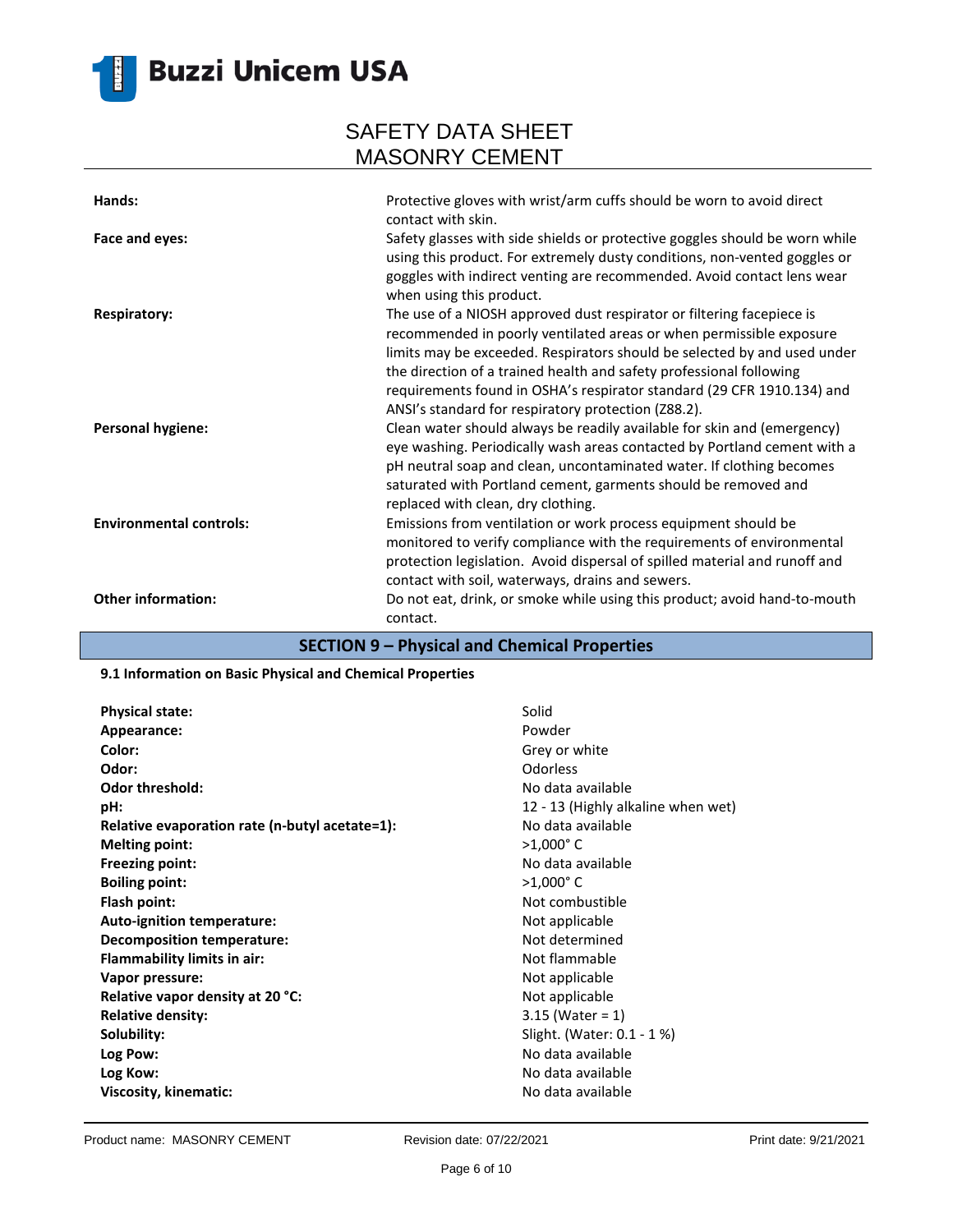| | |
|---|---|
| **Hands:** | Protective gloves with wrist/arm cuffs should be worn to avoid direct contact with skin. |
| **Face and eyes:** | Safety glasses with side shields or protective goggles should be worn while using this product. For extremely dusty conditions, non-vented goggles or goggles with indirect venting are recommended. Avoid contact lens wear when using this product. |
| **Respiratory:** | The use of a NIOSH approved dust respirator or filtering facepiece is recommended in poorly ventilated areas or when permissible exposure limits may be exceeded. Respirators should be selected by and used under the direction of a trained health and safety professional following requirements found in OSHA's respirator standard (29 CFR 1910.134) and ANSI's standard for respiratory protection (Z88.2). |
| **Personal hygiene:** | Clean water should always be readily available for skin and (emergency) eye washing. Periodically wash areas contacted by Portland cement with a pH neutral soap and clean, uncontaminated water. If clothing becomes saturated with Portland cement, garments should be removed and replaced with clean, dry clothing. |
| **Environmental controls:** | Emissions from ventilation or work process equipment should be monitored to verify compliance with the requirements of environmental protection legislation. Avoid dispersal of spilled material and runoff and contact with soil, waterways, drains and sewers. |
| **Other information:** | Do not eat, drink, or smoke while using this product; avoid hand-to-mouth contact. |

## SECTION 9 – Physical and Chemical Properties

### 9.1 Information on Basic Physical and Chemical Properties

| | |
|---|---|
| **Physical state:** | Solid |
| **Appearance:** | Powder |
| **Color:** | Grey or white |
| **Odor:** | Odorless |
| **Odor threshold:** | No data available |
| **pH:** | 12 - 13 (Highly alkaline when wet) |
| **Relative evaporation rate (n-butyl acetate=1):** | No data available |
| **Melting point:** | >1,000° C |
| **Freezing point:** | No data available |
| **Boiling point:** | >1,000° C |
| **Flash point:** | Not combustible |
| **Auto-ignition temperature:** | Not applicable |
| **Decomposition temperature:** | Not determined |
| **Flammability limits in air:** | Not flammable |
| **Vapor pressure:** | Not applicable |
| **Relative vapor density at 20 °C:** | Not applicable |
| **Relative density:** | 3.15 (Water = 1) |
| **Solubility:** | Slight. (Water: 0.1 - 1 %) |
| **Log Pow:** | No data available |
| **Log Kow:** | No data available |
| **Viscosity, kinematic:** | No data available |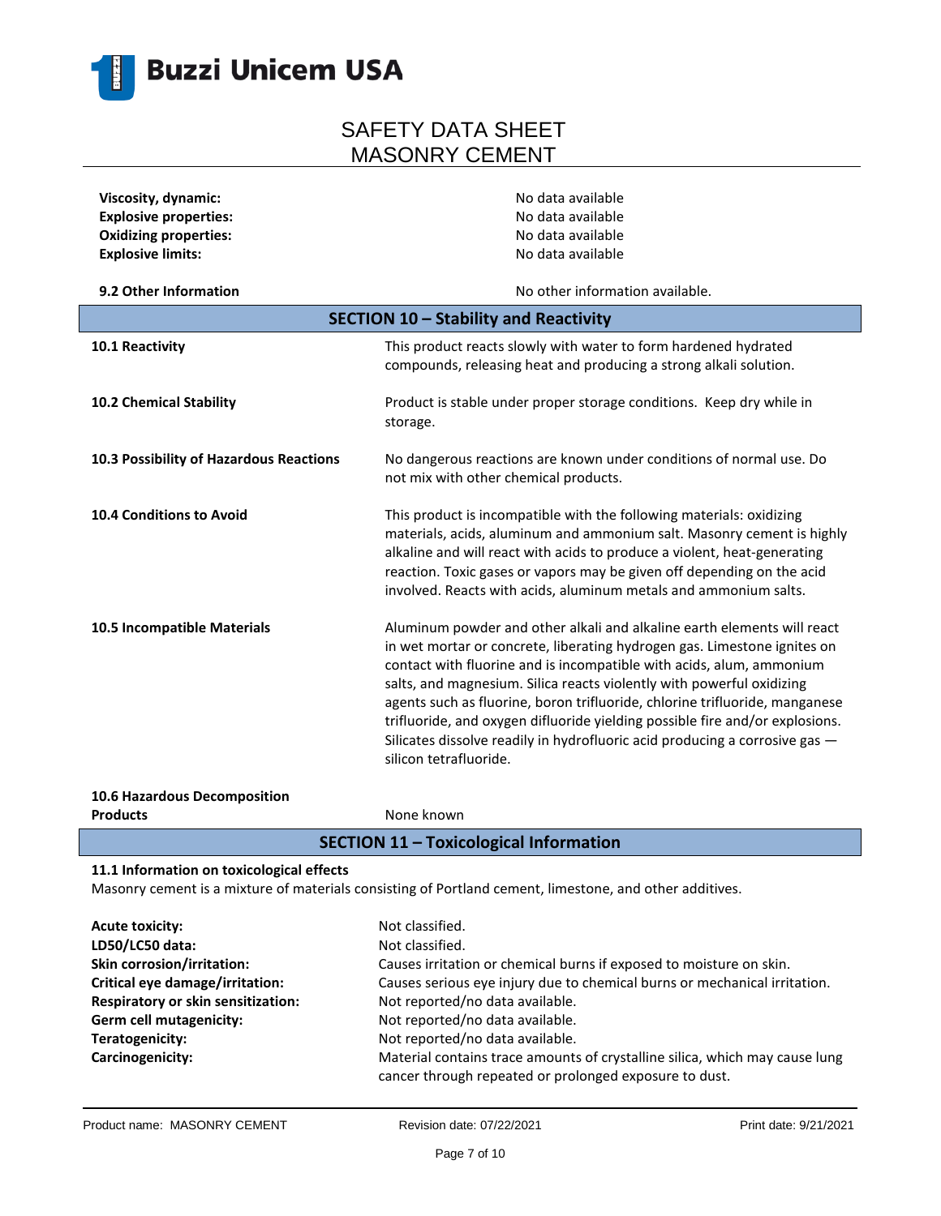**Viscosity, dynamic:** No data available
**Explosive properties:** No data available
**Oxidizing properties:** No data available
**Explosive limits:** No data available

**9.2 Other Information** No other information available.

## SECTION 10 – Stability and Reactivity

**10.1 Reactivity**
This product reacts slowly with water to form hardened hydrated compounds, releasing heat and producing a strong alkali solution.

**10.2 Chemical Stability**
Product is stable under proper storage conditions. Keep dry while in storage.

**10.3 Possibility of Hazardous Reactions**
No dangerous reactions are known under conditions of normal use. Do not mix with other chemical products.

**10.4 Conditions to Avoid**
This product is incompatible with the following materials: oxidizing materials, acids, aluminum and ammonium salt. Masonry cement is highly alkaline and will react with acids to produce a violent, heat-generating reaction. Toxic gases or vapors may be given off depending on the acid involved. Reacts with acids, aluminum metals and ammonium salts.

**10.5 Incompatible Materials**
Aluminum powder and other alkali and alkaline earth elements will react in wet mortar or concrete, liberating hydrogen gas. Limestone ignites on contact with fluorine and is incompatible with acids, alum, ammonium salts, and magnesium. Silica reacts violently with powerful oxidizing agents such as fluorine, boron trifluoride, chlorine trifluoride, manganese trifluoride, and oxygen difluoride yielding possible fire and/or explosions. Silicates dissolve readily in hydrofluoric acid producing a corrosive gas — silicon tetrafluoride.

**10.6 Hazardous Decomposition Products**
None known

## SECTION 11 – Toxicological Information

**11.1 Information on toxicological effects**
Masonry cement is a mixture of materials consisting of Portland cement, limestone, and other additives.

**Acute toxicity:** Not classified.
**LD50/LC50 data:** Not classified.
**Skin corrosion/irritation:** Causes irritation or chemical burns if exposed to moisture on skin.
**Critical eye damage/irritation:** Causes serious eye injury due to chemical burns or mechanical irritation.
**Respiratory or skin sensitization:** Not reported/no data available.
**Germ cell mutagenicity:** Not reported/no data available.
**Teratogenicity:** Not reported/no data available.
**Carcinogenicity:** Material contains trace amounts of crystalline silica, which may cause lung cancer through repeated or prolonged exposure to dust.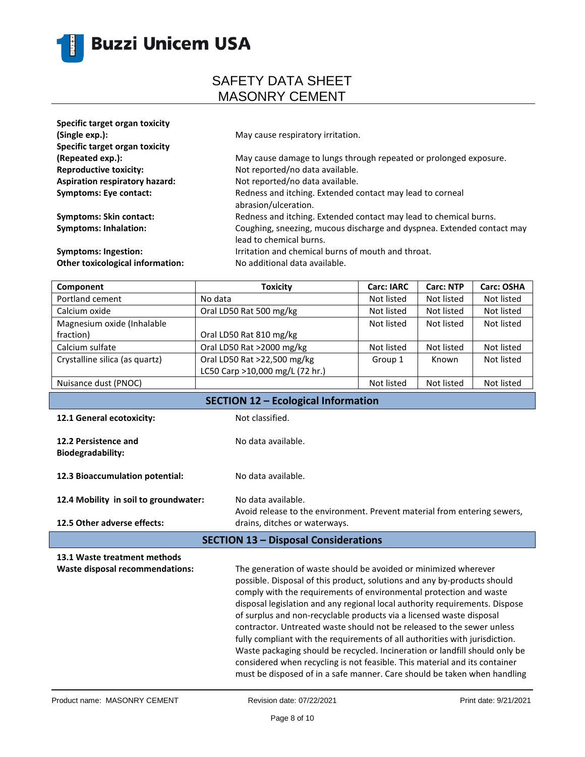**Specific target organ toxicity (Single exp.):** May cause respiratory irritation.

**Specific target organ toxicity (Repeated exp.):** May cause damage to lungs through repeated or prolonged exposure.

**Reproductive toxicity:** Not reported/no data available.

**Aspiration respiratory hazard:** Not reported/no data available.

**Symptoms: Eye contact:** Redness and itching. Extended contact may lead to corneal abrasion/ulceration.

**Symptoms: Skin contact:** Redness and itching. Extended contact may lead to chemical burns.

**Symptoms: Inhalation:** Coughing, sneezing, mucous discharge and dyspnea. Extended contact may lead to chemical burns.

**Symptoms: Ingestion:** Irritation and chemical burns of mouth and throat.

**Other toxicological information:** No additional data available.

| Component | Toxicity | Carc: IARC | Carc: NTP | Carc: OSHA |
|---|---|---|---|---|
| Portland cement | No data | Not listed | Not listed | Not listed |
| Calcium oxide | Oral LD50 Rat 500 mg/kg | Not listed | Not listed | Not listed |
| Magnesium oxide (Inhalable fraction) | Oral LD50 Rat 810 mg/kg | Not listed | Not listed | Not listed |
| Calcium sulfate | Oral LD50 Rat >2000 mg/kg | Not listed | Not listed | Not listed |
| Crystalline silica (as quartz) | Oral LD50 Rat >22,500 mg/kg LC50 Carp >10,000 mg/L (72 hr.) | Group 1 | Known | Not listed |
| Nuisance dust (PNOC) | | Not listed | Not listed | Not listed |

## SECTION 12 – Ecological Information

**12.1 General ecotoxicity:** Not classified.

**12.2 Persistence and Biodegradability:** No data available.

**12.3 Bioaccumulation potential:** No data available.

**12.4 Mobility in soil to groundwater:** No data available.

**12.5 Other adverse effects:** Avoid release to the environment. Prevent material from entering sewers, drains, ditches or waterways.

## SECTION 13 – Disposal Considerations

**13.1 Waste treatment methods**

**Waste disposal recommendations:** The generation of waste should be avoided or minimized wherever possible. Disposal of this product, solutions and any by-products should comply with the requirements of environmental protection and waste disposal legislation and any regional local authority requirements. Dispose of surplus and non-recyclable products via a licensed waste disposal contractor. Untreated waste should not be released to the sewer unless fully compliant with the requirements of all authorities with jurisdiction. Waste packaging should be recycled. Incineration or landfill should only be considered when recycling is not feasible. This material and its container must be disposed of in a safe manner. Care should be taken when handling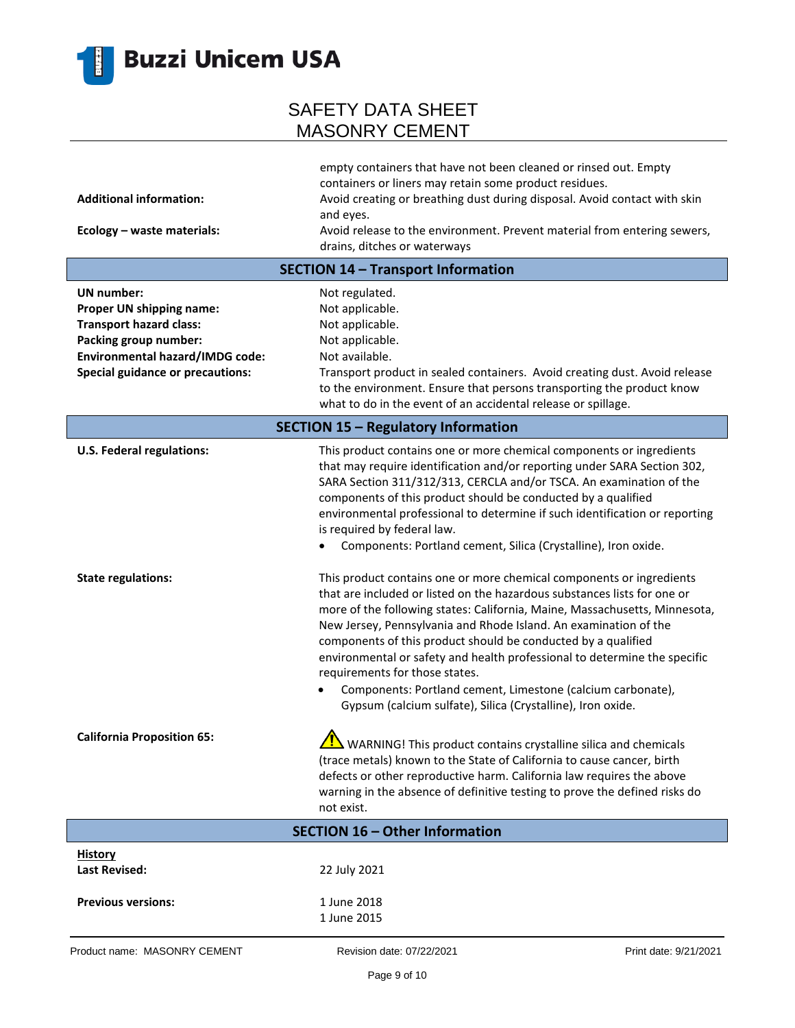| | |
|---|---|
| | empty containers that have not been cleaned or rinsed out. Empty containers or liners may retain some product residues. |
| **Additional information:** | Avoid creating or breathing dust during disposal. Avoid contact with skin and eyes. |
| **Ecology – waste materials:** | Avoid release to the environment. Prevent material from entering sewers, drains, ditches or waterways |

## SECTION 14 – Transport Information

| | |
|---|---|
| **UN number:** | Not regulated. |
| **Proper UN shipping name:** | Not applicable. |
| **Transport hazard class:** | Not applicable. |
| **Packing group number:** | Not applicable. |
| **Environmental hazard/IMDG code:** | Not available. |
| **Special guidance or precautions:** | Transport product in sealed containers. Avoid creating dust. Avoid release to the environment. Ensure that persons transporting the product know what to do in the event of an accidental release or spillage. |

## SECTION 15 – Regulatory Information

**U.S. Federal regulations:**

This product contains one or more chemical components or ingredients that may require identification and/or reporting under SARA Section 302, SARA Section 311/312/313, CERCLA and/or TSCA. An examination of the components of this product should be conducted by a qualified environmental professional to determine if such identification or reporting is required by federal law.

- Components: Portland cement, Silica (Crystalline), Iron oxide.

**State regulations:**

This product contains one or more chemical components or ingredients that are included or listed on the hazardous substances lists for one or more of the following states: California, Maine, Massachusetts, Minnesota, New Jersey, Pennsylvania and Rhode Island. An examination of the components of this product should be conducted by a qualified environmental or safety and health professional to determine the specific requirements for those states.

- Components: Portland cement, Limestone (calcium carbonate), Gypsum (calcium sulfate), Silica (Crystalline), Iron oxide.

**California Proposition 65:**

⚠ WARNING! This product contains crystalline silica and chemicals (trace metals) known to the State of California to cause cancer, birth defects or other reproductive harm. California law requires the above warning in the absence of definitive testing to prove the defined risks do not exist.

## SECTION 16 – Other Information

**History**

| | |
|---|---|
| **Last Revised:** | 22 July 2021 |
| **Previous versions:** | 1 June 2018<br>1 June 2015 |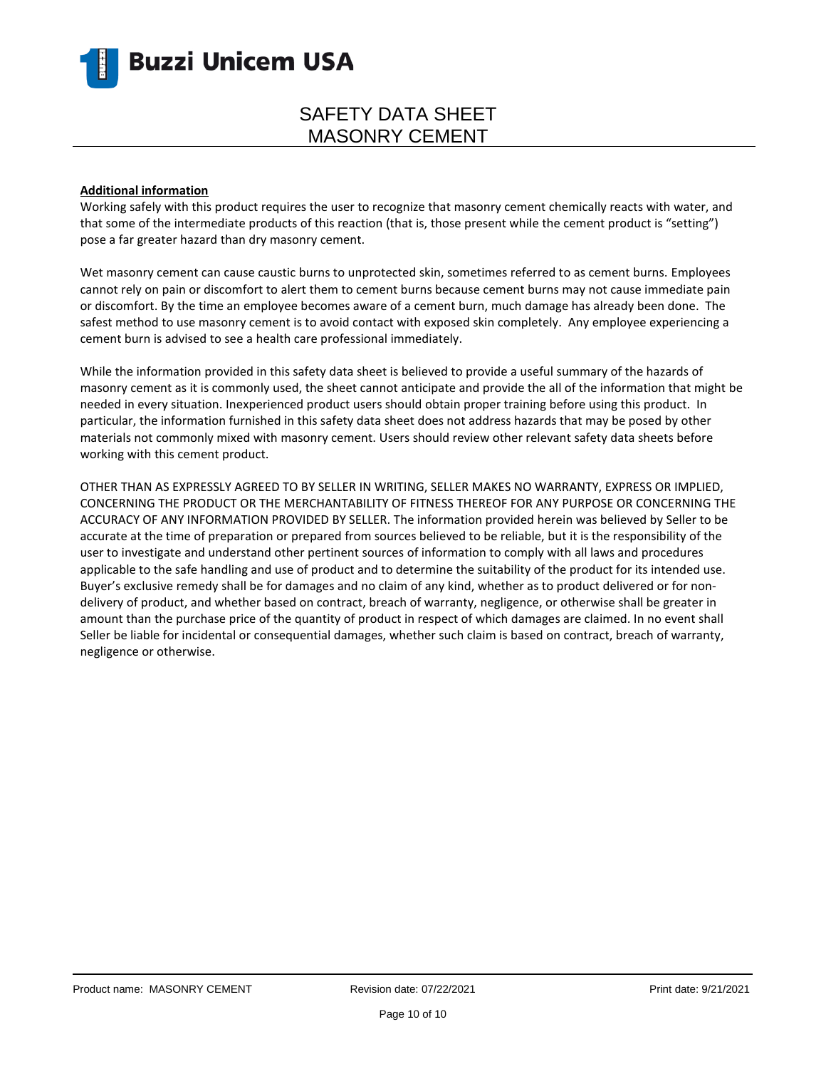**Additional information**

Working safely with this product requires the user to recognize that masonry cement chemically reacts with water, and that some of the intermediate products of this reaction (that is, those present while the cement product is "setting") pose a far greater hazard than dry masonry cement.

Wet masonry cement can cause caustic burns to unprotected skin, sometimes referred to as cement burns. Employees cannot rely on pain or discomfort to alert them to cement burns because cement burns may not cause immediate pain or discomfort. By the time an employee becomes aware of a cement burn, much damage has already been done. The safest method to use masonry cement is to avoid contact with exposed skin completely. Any employee experiencing a cement burn is advised to see a health care professional immediately.

While the information provided in this safety data sheet is believed to provide a useful summary of the hazards of masonry cement as it is commonly used, the sheet cannot anticipate and provide the all of the information that might be needed in every situation. Inexperienced product users should obtain proper training before using this product. In particular, the information furnished in this safety data sheet does not address hazards that may be posed by other materials not commonly mixed with masonry cement. Users should review other relevant safety data sheets before working with this cement product.

OTHER THAN AS EXPRESSLY AGREED TO BY SELLER IN WRITING, SELLER MAKES NO WARRANTY, EXPRESS OR IMPLIED, CONCERNING THE PRODUCT OR THE MERCHANTABILITY OF FITNESS THEREOF FOR ANY PURPOSE OR CONCERNING THE ACCURACY OF ANY INFORMATION PROVIDED BY SELLER. The information provided herein was believed by Seller to be accurate at the time of preparation or prepared from sources believed to be reliable, but it is the responsibility of the user to investigate and understand other pertinent sources of information to comply with all laws and procedures applicable to the safe handling and use of product and to determine the suitability of the product for its intended use. Buyer's exclusive remedy shall be for damages and no claim of any kind, whether as to product delivered or for non-delivery of product, and whether based on contract, breach of warranty, negligence, or otherwise shall be greater in amount than the purchase price of the quantity of product in respect of which damages are claimed. In no event shall Seller be liable for incidental or consequential damages, whether such claim is based on contract, breach of warranty, negligence or otherwise.